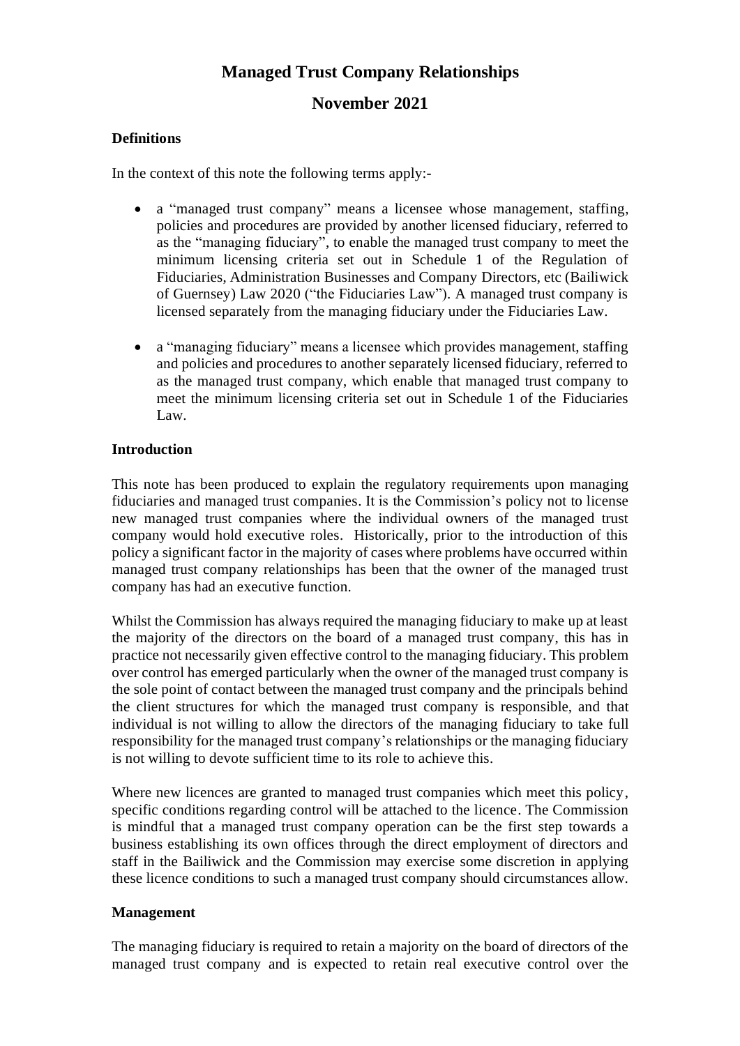# Managed Trust Company Relationships

## November 2021

### Definitions

In the context of this note the following terms apply:-

- a "managed trust company" means a licensee whose management, staffing, policies and procedures are provided by another licensed fiduciary, referred to as the "managing fiduciary", to enable the managed trust company to meet the minimum licensing criteria set out in Schedule 1 of the Regulation of Fiduciaries, Administration Businesses and Company Directors, etc (Bailiwick of Guernsey) Law 2020 ("the Fiduciaries Law"). A managed trust company is licensed separately from the managing fiduciary under the Fiduciaries Law.

- a "managing fiduciary" means a licensee which provides management, staffing and policies and procedures to another separately licensed fiduciary, referred to as the managed trust company, which enable that managed trust company to meet the minimum licensing criteria set out in Schedule 1 of the Fiduciaries Law.

### Introduction

This note has been produced to explain the regulatory requirements upon managing fiduciaries and managed trust companies. It is the Commission's policy not to license new managed trust companies where the individual owners of the managed trust company would hold executive roles. Historically, prior to the introduction of this policy a significant factor in the majority of cases where problems have occurred within managed trust company relationships has been that the owner of the managed trust company has had an executive function.

Whilst the Commission has always required the managing fiduciary to make up at least the majority of the directors on the board of a managed trust company, this has in practice not necessarily given effective control to the managing fiduciary. This problem over control has emerged particularly when the owner of the managed trust company is the sole point of contact between the managed trust company and the principals behind the client structures for which the managed trust company is responsible, and that individual is not willing to allow the directors of the managing fiduciary to take full responsibility for the managed trust company's relationships or the managing fiduciary is not willing to devote sufficient time to its role to achieve this.

Where new licences are granted to managed trust companies which meet this policy, specific conditions regarding control will be attached to the licence. The Commission is mindful that a managed trust company operation can be the first step towards a business establishing its own offices through the direct employment of directors and staff in the Bailiwick and the Commission may exercise some discretion in applying these licence conditions to such a managed trust company should circumstances allow.

### Management

The managing fiduciary is required to retain a majority on the board of directors of the managed trust company and is expected to retain real executive control over the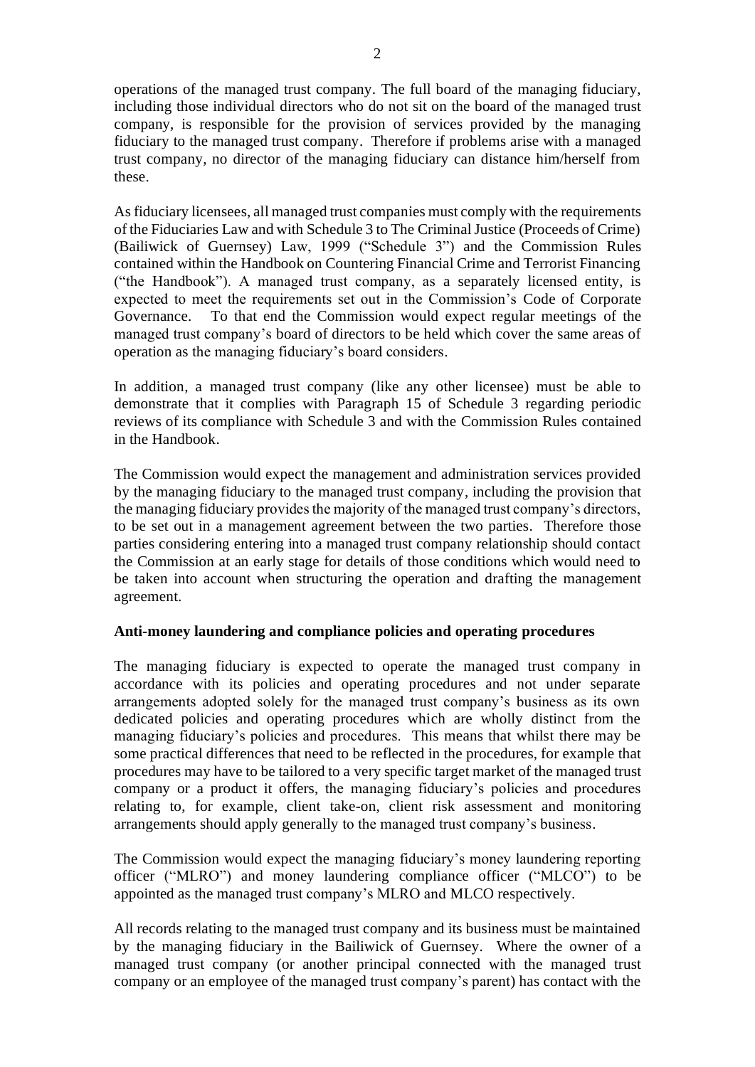operations of the managed trust company. The full board of the managing fiduciary, including those individual directors who do not sit on the board of the managed trust company, is responsible for the provision of services provided by the managing fiduciary to the managed trust company. Therefore if problems arise with a managed trust company, no director of the managing fiduciary can distance him/herself from these.

As fiduciary licensees, all managed trust companies must comply with the requirements of the Fiduciaries Law and with Schedule 3 to The Criminal Justice (Proceeds of Crime) (Bailiwick of Guernsey) Law, 1999 ("Schedule 3") and the Commission Rules contained within the Handbook on Countering Financial Crime and Terrorist Financing ("the Handbook"). A managed trust company, as a separately licensed entity, is expected to meet the requirements set out in the Commission's Code of Corporate Governance. To that end the Commission would expect regular meetings of the managed trust company's board of directors to be held which cover the same areas of operation as the managing fiduciary's board considers.

In addition, a managed trust company (like any other licensee) must be able to demonstrate that it complies with Paragraph 15 of Schedule 3 regarding periodic reviews of its compliance with Schedule 3 and with the Commission Rules contained in the Handbook.

The Commission would expect the management and administration services provided by the managing fiduciary to the managed trust company, including the provision that the managing fiduciary provides the majority of the managed trust company's directors, to be set out in a management agreement between the two parties. Therefore those parties considering entering into a managed trust company relationship should contact the Commission at an early stage for details of those conditions which would need to be taken into account when structuring the operation and drafting the management agreement.

**Anti-money laundering and compliance policies and operating procedures**

The managing fiduciary is expected to operate the managed trust company in accordance with its policies and operating procedures and not under separate arrangements adopted solely for the managed trust company's business as its own dedicated policies and operating procedures which are wholly distinct from the managing fiduciary's policies and procedures. This means that whilst there may be some practical differences that need to be reflected in the procedures, for example that procedures may have to be tailored to a very specific target market of the managed trust company or a product it offers, the managing fiduciary's policies and procedures relating to, for example, client take-on, client risk assessment and monitoring arrangements should apply generally to the managed trust company's business.

The Commission would expect the managing fiduciary's money laundering reporting officer ("MLRO") and money laundering compliance officer ("MLCO") to be appointed as the managed trust company's MLRO and MLCO respectively.

All records relating to the managed trust company and its business must be maintained by the managing fiduciary in the Bailiwick of Guernsey. Where the owner of a managed trust company (or another principal connected with the managed trust company or an employee of the managed trust company's parent) has contact with the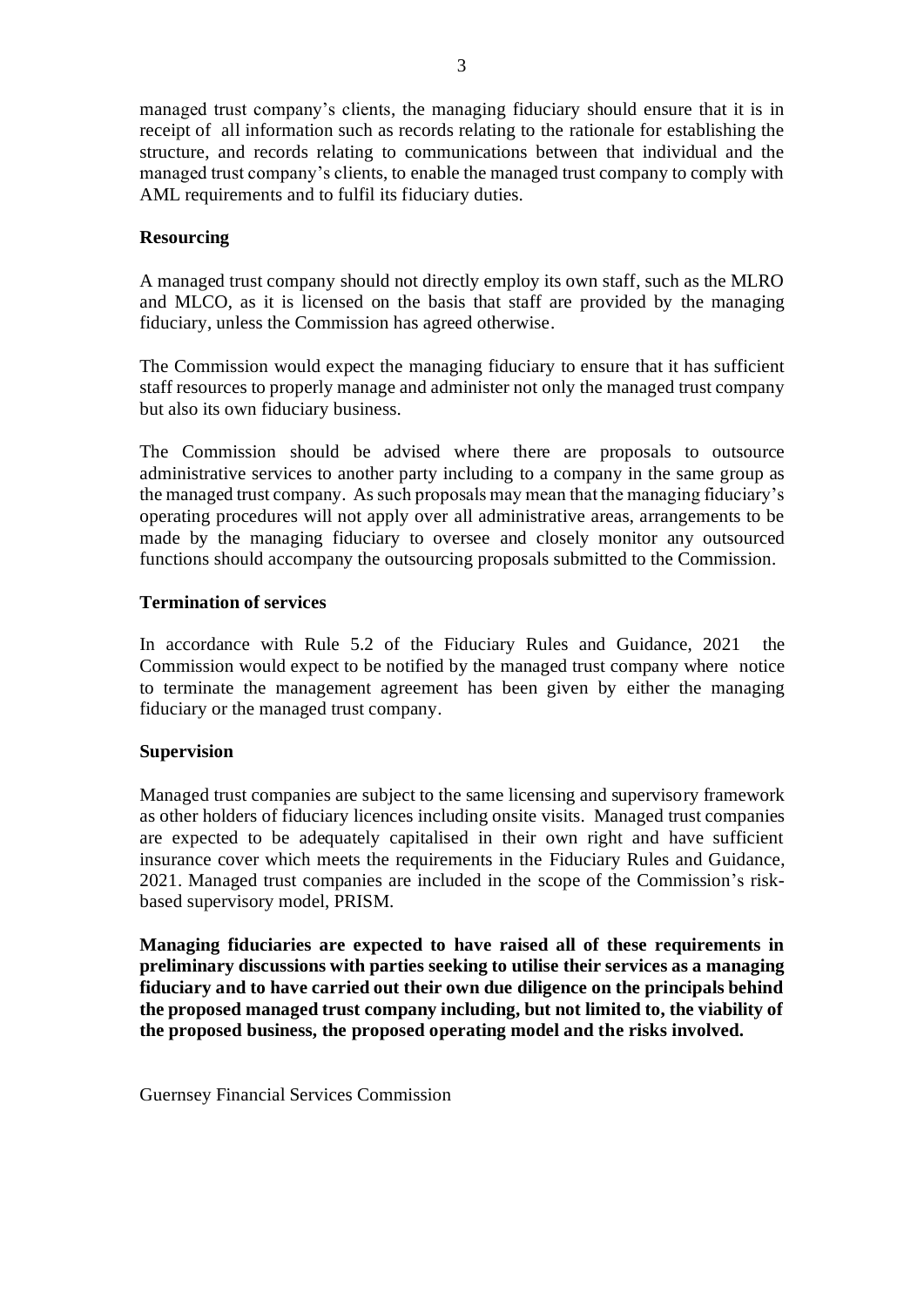managed trust company's clients, the managing fiduciary should ensure that it is in receipt of all information such as records relating to the rationale for establishing the structure, and records relating to communications between that individual and the managed trust company's clients, to enable the managed trust company to comply with AML requirements and to fulfil its fiduciary duties.

**Resourcing**

A managed trust company should not directly employ its own staff, such as the MLRO and MLCO, as it is licensed on the basis that staff are provided by the managing fiduciary, unless the Commission has agreed otherwise.

The Commission would expect the managing fiduciary to ensure that it has sufficient staff resources to properly manage and administer not only the managed trust company but also its own fiduciary business.

The Commission should be advised where there are proposals to outsource administrative services to another party including to a company in the same group as the managed trust company. As such proposals may mean that the managing fiduciary's operating procedures will not apply over all administrative areas, arrangements to be made by the managing fiduciary to oversee and closely monitor any outsourced functions should accompany the outsourcing proposals submitted to the Commission.

**Termination of services**

In accordance with Rule 5.2 of the Fiduciary Rules and Guidance, 2021 the Commission would expect to be notified by the managed trust company where notice to terminate the management agreement has been given by either the managing fiduciary or the managed trust company.

**Supervision**

Managed trust companies are subject to the same licensing and supervisory framework as other holders of fiduciary licences including onsite visits. Managed trust companies are expected to be adequately capitalised in their own right and have sufficient insurance cover which meets the requirements in the Fiduciary Rules and Guidance, 2021. Managed trust companies are included in the scope of the Commission's risk-based supervisory model, PRISM.

**Managing fiduciaries are expected to have raised all of these requirements in preliminary discussions with parties seeking to utilise their services as a managing fiduciary and to have carried out their own due diligence on the principals behind the proposed managed trust company including, but not limited to, the viability of the proposed business, the proposed operating model and the risks involved.**

Guernsey Financial Services Commission